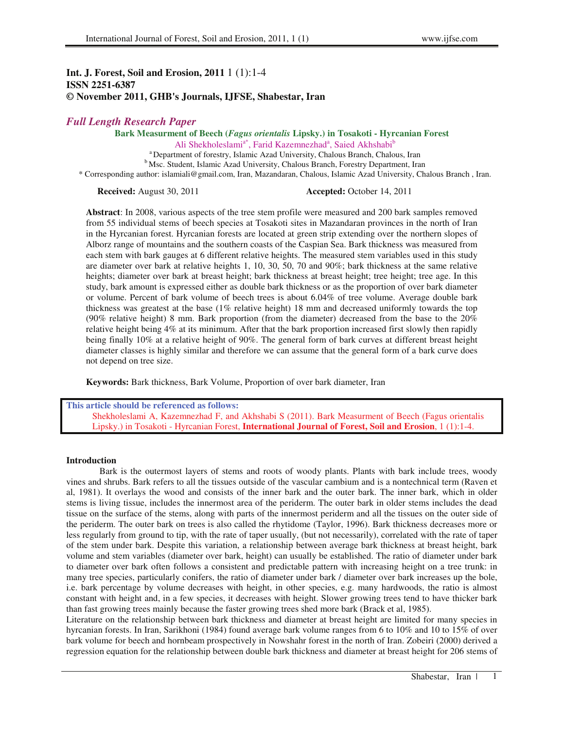**Int. J. Forest, Soil and Erosion, 2011** 1 (1):1-4
**ISSN 2251-6387**
**© November 2011, GHB's Journals, IJFSE, Shabestar, Iran**

*Full Length Research Paper*

# Bark Measurment of Beech (*Fagus orientalis* Lipsky.) in Tosakoti - Hyrcanian Forest

Ali Shekholeslami[a*], Farid Kazemnezhad[a], Saied Akhshabi[b]

[a] Department of forestry, Islamic Azad University, Chalous Branch, Chalous, Iran
[b] Msc. Student, Islamic Azad University, Chalous Branch, Forestry Department, Iran
* Corresponding author: islamiali@gmail.com, Iran, Mazandaran, Chalous, Islamic Azad University, Chalous Branch , Iran.

**Received:** August 30, 2011 **Accepted:** October 14, 2011

**Abstract**: In 2008, various aspects of the tree stem profile were measured and 200 bark samples removed from 55 individual stems of beech species at Tosakoti sites in Mazandaran provinces in the north of Iran in the Hyrcanian forest. Hyrcanian forests are located at green strip extending over the northern slopes of Alborz range of mountains and the southern coasts of the Caspian Sea. Bark thickness was measured from each stem with bark gauges at 6 different relative heights. The measured stem variables used in this study are diameter over bark at relative heights 1, 10, 30, 50, 70 and 90%; bark thickness at the same relative heights; diameter over bark at breast height; bark thickness at breast height; tree height; tree age. In this study, bark amount is expressed either as double bark thickness or as the proportion of over bark diameter or volume. Percent of bark volume of beech trees is about 6.04% of tree volume. Average double bark thickness was greatest at the base (1% relative height) 18 mm and decreased uniformly towards the top (90% relative height) 8 mm. Bark proportion (from the diameter) decreased from the base to the 20% relative height being 4% at its minimum. After that the bark proportion increased first slowly then rapidly being finally 10% at a relative height of 90%. The general form of bark curves at different breast height diameter classes is highly similar and therefore we can assume that the general form of a bark curve does not depend on tree size.

**Keywords:** Bark thickness, Bark Volume, Proportion of over bark diameter, Iran

**This article should be referenced as follows:**
Shekholeslami A, Kazemnezhad F, and Akhshabi S (2011). Bark Measurment of Beech (Fagus orientalis Lipsky.) in Tosakoti - Hyrcanian Forest, **International Journal of Forest, Soil and Erosion**, 1 (1):1-4.

## Introduction

Bark is the outermost layers of stems and roots of woody plants. Plants with bark include trees, woody vines and shrubs. Bark refers to all the tissues outside of the vascular cambium and is a nontechnical term (Raven et al, 1981). It overlays the wood and consists of the inner bark and the outer bark. The inner bark, which in older stems is living tissue, includes the innermost area of the periderm. The outer bark in older stems includes the dead tissue on the surface of the stems, along with parts of the innermost periderm and all the tissues on the outer side of the periderm. The outer bark on trees is also called the rhytidome (Taylor, 1996). Bark thickness decreases more or less regularly from ground to tip, with the rate of taper usually, (but not necessarily), correlated with the rate of taper of the stem under bark. Despite this variation, a relationship between average bark thickness at breast height, bark volume and stem variables (diameter over bark, height) can usually be established. The ratio of diameter under bark to diameter over bark often follows a consistent and predictable pattern with increasing height on a tree trunk: in many tree species, particularly conifers, the ratio of diameter under bark / diameter over bark increases up the bole, i.e. bark percentage by volume decreases with height, in other species, e.g. many hardwoods, the ratio is almost constant with height and, in a few species, it decreases with height. Slower growing trees tend to have thicker bark than fast growing trees mainly because the faster growing trees shed more bark (Brack et al, 1985).

Literature on the relationship between bark thickness and diameter at breast height are limited for many species in hyrcanian forests. In Iran, Sarikhoni (1984) found average bark volume ranges from 6 to 10% and 10 to 15% of over bark volume for beech and hornbeam prospectively in Nowshahr forest in the north of Iran. Zobeiri (2000) derived a regression equation for the relationship between double bark thickness and diameter at breast height for 206 stems of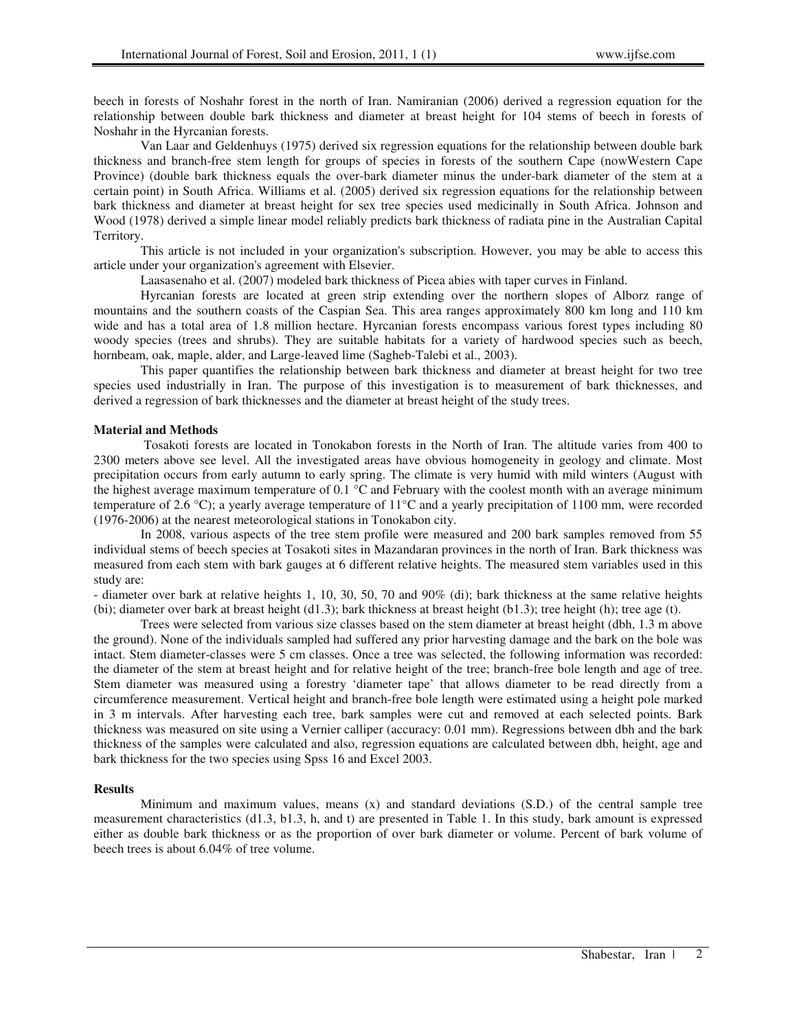beech in forests of Noshahr forest in the north of Iran. Namiranian (2006) derived a regression equation for the relationship between double bark thickness and diameter at breast height for 104 stems of beech in forests of Noshahr in the Hyrcanian forests.

Van Laar and Geldenhuys (1975) derived six regression equations for the relationship between double bark thickness and branch-free stem length for groups of species in forests of the southern Cape (nowWestern Cape Province) (double bark thickness equals the over-bark diameter minus the under-bark diameter of the stem at a certain point) in South Africa. Williams et al. (2005) derived six regression equations for the relationship between bark thickness and diameter at breast height for sex tree species used medicinally in South Africa. Johnson and Wood (1978) derived a simple linear model reliably predicts bark thickness of radiata pine in the Australian Capital Territory.

This article is not included in your organization's subscription. However, you may be able to access this article under your organization's agreement with Elsevier.

Laasasenaho et al. (2007) modeled bark thickness of Picea abies with taper curves in Finland.

Hyrcanian forests are located at green strip extending over the northern slopes of Alborz range of mountains and the southern coasts of the Caspian Sea. This area ranges approximately 800 km long and 110 km wide and has a total area of 1.8 million hectare. Hyrcanian forests encompass various forest types including 80 woody species (trees and shrubs). They are suitable habitats for a variety of hardwood species such as beech, hornbeam, oak, maple, alder, and Large-leaved lime (Sagheb-Talebi et al., 2003).

This paper quantifies the relationship between bark thickness and diameter at breast height for two tree species used industrially in Iran. The purpose of this investigation is to measurement of bark thicknesses, and derived a regression of bark thicknesses and the diameter at breast height of the study trees.

## Material and Methods

Tosakoti forests are located in Tonokabon forests in the North of Iran. The altitude varies from 400 to 2300 meters above see level. All the investigated areas have obvious homogeneity in geology and climate. Most precipitation occurs from early autumn to early spring. The climate is very humid with mild winters (August with the highest average maximum temperature of 0.1 °C and February with the coolest month with an average minimum temperature of 2.6 °C); a yearly average temperature of 11°C and a yearly precipitation of 1100 mm, were recorded (1976-2006) at the nearest meteorological stations in Tonokabon city.

In 2008, various aspects of the tree stem profile were measured and 200 bark samples removed from 55 individual stems of beech species at Tosakoti sites in Mazandaran provinces in the north of Iran. Bark thickness was measured from each stem with bark gauges at 6 different relative heights. The measured stem variables used in this study are:

- diameter over bark at relative heights 1, 10, 30, 50, 70 and 90% ($d_i$); bark thickness at the same relative heights ($b_i$); diameter over bark at breast height ($d_{1.3}$); bark thickness at breast height ($b_{1.3}$); tree height (h); tree age (t).

Trees were selected from various size classes based on the stem diameter at breast height (dbh, 1.3 m above the ground). None of the individuals sampled had suffered any prior harvesting damage and the bark on the bole was intact. Stem diameter-classes were 5 cm classes. Once a tree was selected, the following information was recorded: the diameter of the stem at breast height and for relative height of the tree; branch-free bole length and age of tree. Stem diameter was measured using a forestry 'diameter tape' that allows diameter to be read directly from a circumference measurement. Vertical height and branch-free bole length were estimated using a height pole marked in 3 m intervals. After harvesting each tree, bark samples were cut and removed at each selected points. Bark thickness was measured on site using a Vernier calliper (accuracy: 0.01 mm). Regressions between dbh and the bark thickness of the samples were calculated and also, regression equations are calculated between dbh, height, age and bark thickness for the two species using Spss 16 and Excel 2003.

## Results

Minimum and maximum values, means (x) and standard deviations (S.D.) of the central sample tree measurement characteristics ($d_{1.3}$, $b_{1.3}$, h, and t) are presented in Table 1. In this study, bark amount is expressed either as double bark thickness or as the proportion of over bark diameter or volume. Percent of bark volume of beech trees is about 6.04% of tree volume.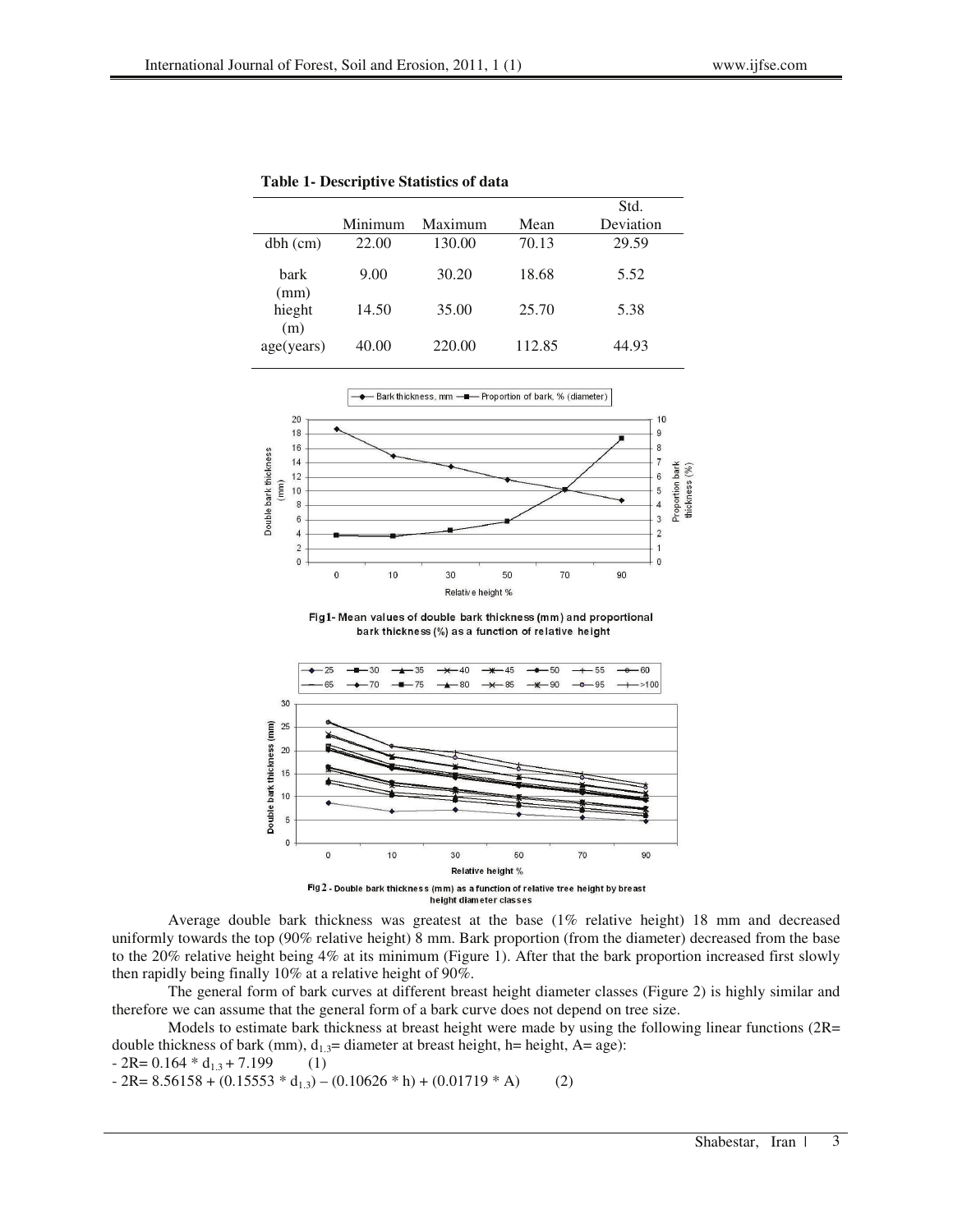**Table 1- Descriptive Statistics of data**

| | Minimum | Maximum | Mean | Std. Deviation |
|---|---|---|---|---|
| dbh (cm) | 22.00 | 130.00 | 70.13 | 29.59 |
| bark (mm) | 9.00 | 30.20 | 18.68 | 5.52 |
| hieght (m) | 14.50 | 35.00 | 25.70 | 5.38 |
| age(years) | 40.00 | 220.00 | 112.85 | 44.93 |

Fig1- Mean values of double bark thickness (mm) and proportional bark thickness (%) as a function of relative height

Fig 2 - Double bark thickness (mm) as a function of relative tree height by breast height diameter classes

Average double bark thickness was greatest at the base (1% relative height) 18 mm and decreased uniformly towards the top (90% relative height) 8 mm. Bark proportion (from the diameter) decreased from the base to the 20% relative height being 4% at its minimum (Figure 1). After that the bark proportion increased first slowly then rapidly being finally 10% at a relative height of 90%.

The general form of bark curves at different breast height diameter classes (Figure 2) is highly similar and therefore we can assume that the general form of a bark curve does not depend on tree size.

Models to estimate bark thickness at breast height were made by using the following linear functions (2R= double thickness of bark (mm), $d_{1.3}$= diameter at breast height, h= height, A= age):

- $2R = 0.164 * d_{1.3} + 7.199$ (1)
- $2R = 8.56158 + (0.15553 * d_{1.3}) - (0.10626 * h) + (0.01719 * A)$ (2)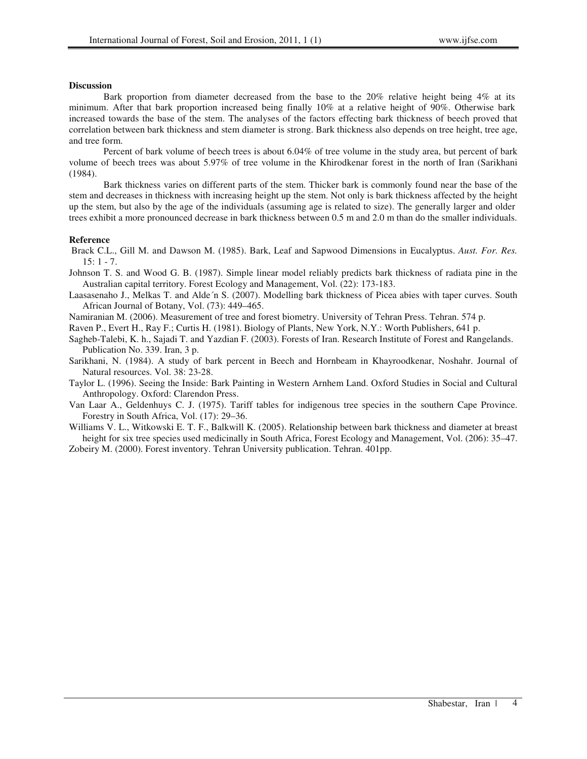## Discussion

Bark proportion from diameter decreased from the base to the 20% relative height being 4% at its minimum. After that bark proportion increased being finally 10% at a relative height of 90%. Otherwise bark increased towards the base of the stem. The analyses of the factors effecting bark thickness of beech proved that correlation between bark thickness and stem diameter is strong. Bark thickness also depends on tree height, tree age, and tree form.

Percent of bark volume of beech trees is about 6.04% of tree volume in the study area, but percent of bark volume of beech trees was about 5.97% of tree volume in the Khirodkenar forest in the north of Iran (Sarikhani (1984).

Bark thickness varies on different parts of the stem. Thicker bark is commonly found near the base of the stem and decreases in thickness with increasing height up the stem. Not only is bark thickness affected by the height up the stem, but also by the age of the individuals (assuming age is related to size). The generally larger and older trees exhibit a more pronounced decrease in bark thickness between 0.5 m and 2.0 m than do the smaller individuals.

## Reference

Brack C.L., Gill M. and Dawson M. (1985). Bark, Leaf and Sapwood Dimensions in Eucalyptus. *Aust. For. Res.* 15: 1 - 7.

Johnson T. S. and Wood G. B. (1987). Simple linear model reliably predicts bark thickness of radiata pine in the Australian capital territory. Forest Ecology and Management, Vol. (22): 173-183.

Laasasenaho J., Melkas T. and Alde´n S. (2007). Modelling bark thickness of Picea abies with taper curves. South African Journal of Botany, Vol. (73): 449–465.

Namiranian M. (2006). Measurement of tree and forest biometry. University of Tehran Press. Tehran. 574 p.

Raven P., Evert H., Ray F.; Curtis H. (1981). Biology of Plants, New York, N.Y.: Worth Publishers, 641 p.

Sagheb-Talebi, K. h., Sajadi T. and Yazdian F. (2003). Forests of Iran. Research Institute of Forest and Rangelands. Publication No. 339. Iran, 3 p.

Sarikhani, N. (1984). A study of bark percent in Beech and Hornbeam in Khayroodkenar, Noshahr. Journal of Natural resources. Vol. 38: 23-28.

Taylor L. (1996). Seeing the Inside: Bark Painting in Western Arnhem Land. Oxford Studies in Social and Cultural Anthropology. Oxford: Clarendon Press.

Van Laar A., Geldenhuys C. J. (1975). Tariff tables for indigenous tree species in the southern Cape Province. Forestry in South Africa, Vol. (17): 29–36.

Williams V. L., Witkowski E. T. F., Balkwill K. (2005). Relationship between bark thickness and diameter at breast height for six tree species used medicinally in South Africa, Forest Ecology and Management, Vol. (206): 35–47.

Zobeiry M. (2000). Forest inventory. Tehran University publication. Tehran. 401pp.